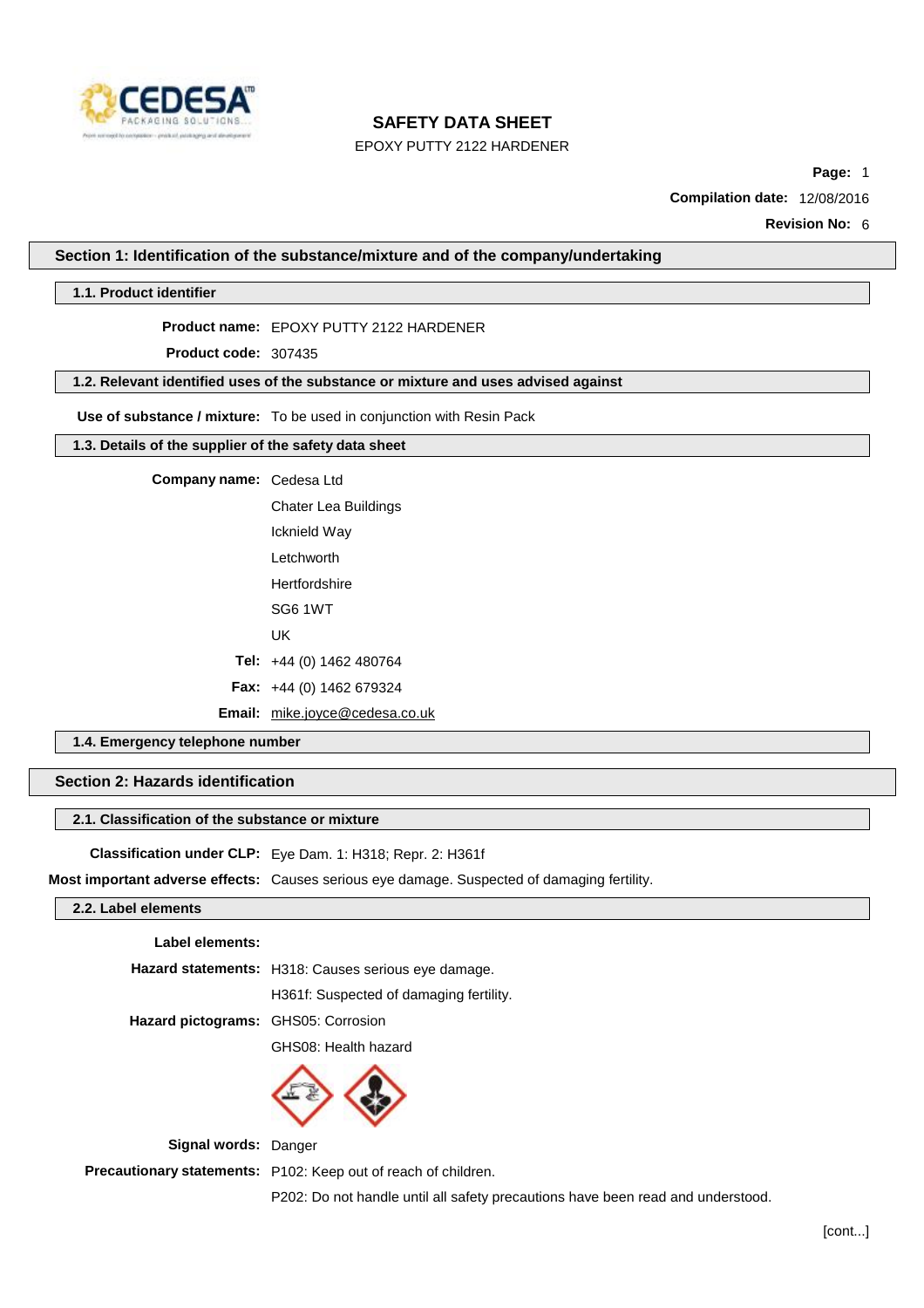# SAFETY DATA SHEET

EPOXY PUTTY 2122 HARDENER

**Page:** 1

**Compilation date:** 12/08/2016

**Revision No:** 6

## Section 1: Identification of the substance/mixture and of the company/undertaking

### 1.1. Product identifier

**Product name:** EPOXY PUTTY 2122 HARDENER

**Product code:** 307435

### 1.2. Relevant identified uses of the substance or mixture and uses advised against

**Use of substance / mixture:** To be used in conjunction with Resin Pack

### 1.3. Details of the supplier of the safety data sheet

**Company name:** Cedesa Ltd

Chater Lea Buildings

Icknield Way

Letchworth

Hertfordshire

SG6 1WT

UK

**Tel:** +44 (0) 1462 480764

**Fax:** +44 (0) 1462 679324

**Email:** mike.joyce@cedesa.co.uk

### 1.4. Emergency telephone number

## Section 2: Hazards identification

### 2.1. Classification of the substance or mixture

**Classification under CLP:** Eye Dam. 1: H318; Repr. 2: H361f

**Most important adverse effects:** Causes serious eye damage. Suspected of damaging fertility.

### 2.2. Label elements

**Label elements:**

**Hazard statements:** H318: Causes serious eye damage.

H361f: Suspected of damaging fertility.

**Hazard pictograms:** GHS05: Corrosion

GHS08: Health hazard

**Signal words:** Danger

**Precautionary statements:** P102: Keep out of reach of children.

P202: Do not handle until all safety precautions have been read and understood.

[cont...]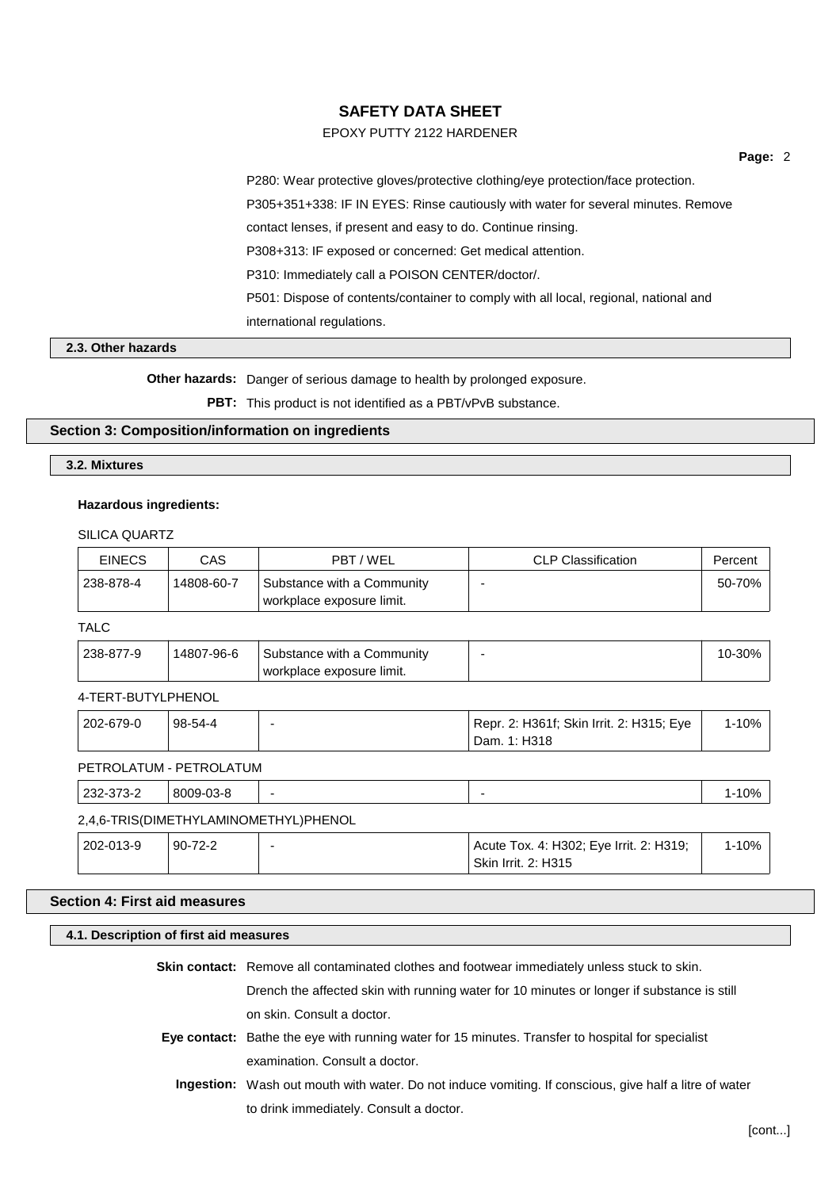P280: Wear protective gloves/protective clothing/eye protection/face protection.

P305+351+338: IF IN EYES: Rinse cautiously with water for several minutes. Remove contact lenses, if present and easy to do. Continue rinsing.

P308+313: IF exposed or concerned: Get medical attention.

P310: Immediately call a POISON CENTER/doctor/.

P501: Dispose of contents/container to comply with all local, regional, national and international regulations.

### 2.3. Other hazards

**Other hazards:** Danger of serious damage to health by prolonged exposure.

**PBT:** This product is not identified as a PBT/vPvB substance.

## Section 3: Composition/information on ingredients

### 3.2. Mixtures

**Hazardous ingredients:**

SILICA QUARTZ

| EINECS | CAS | PBT / WEL | CLP Classification | Percent |
|---|---|---|---|---|
| 238-878-4 | 14808-60-7 | Substance with a Community workplace exposure limit. | - | 50-70% |

TALC

| | | | | |
|---|---|---|---|---|
| 238-877-9 | 14807-96-6 | Substance with a Community workplace exposure limit. | - | 10-30% |

4-TERT-BUTYLPHENOL

| | | | | |
|---|---|---|---|---|
| 202-679-0 | 98-54-4 | - | Repr. 2: H361f; Skin Irrit. 2: H315; Eye Dam. 1: H318 | 1-10% |

PETROLATUM - PETROLATUM

| | | | | |
|---|---|---|---|---|
| 232-373-2 | 8009-03-8 | - | - | 1-10% |

2,4,6-TRIS(DIMETHYLAMINOMETHYL)PHENOL

| | | | | |
|---|---|---|---|---|
| 202-013-9 | 90-72-2 | - | Acute Tox. 4: H302; Eye Irrit. 2: H319; Skin Irrit. 2: H315 | 1-10% |

## Section 4: First aid measures

### 4.1. Description of first aid measures

**Skin contact:** Remove all contaminated clothes and footwear immediately unless stuck to skin. Drench the affected skin with running water for 10 minutes or longer if substance is still on skin. Consult a doctor.

**Eye contact:** Bathe the eye with running water for 15 minutes. Transfer to hospital for specialist examination. Consult a doctor.

**Ingestion:** Wash out mouth with water. Do not induce vomiting. If conscious, give half a litre of water to drink immediately. Consult a doctor.

[cont...]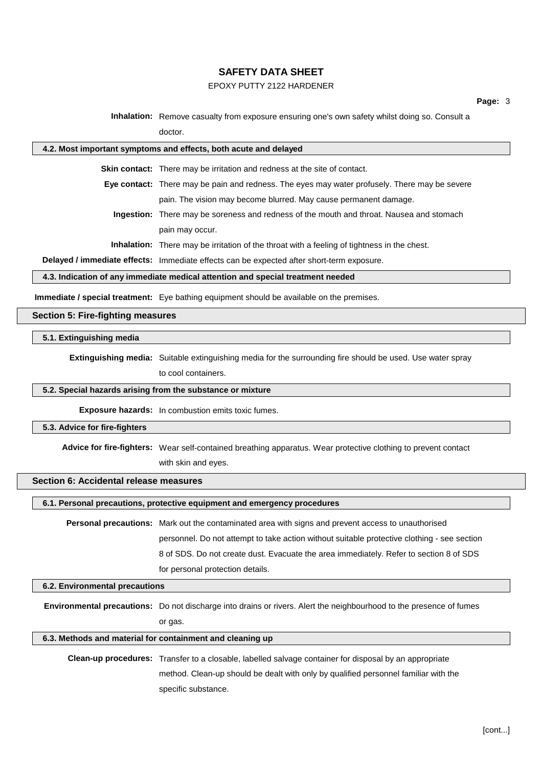**Inhalation:** Remove casualty from exposure ensuring one's own safety whilst doing so. Consult a doctor.

### 4.2. Most important symptoms and effects, both acute and delayed

**Skin contact:** There may be irritation and redness at the site of contact.

**Eye contact:** There may be pain and redness. The eyes may water profusely. There may be severe pain. The vision may become blurred. May cause permanent damage.

**Ingestion:** There may be soreness and redness of the mouth and throat. Nausea and stomach pain may occur.

**Inhalation:** There may be irritation of the throat with a feeling of tightness in the chest.

**Delayed / immediate effects:** Immediate effects can be expected after short-term exposure.

### 4.3. Indication of any immediate medical attention and special treatment needed

**Immediate / special treatment:** Eye bathing equipment should be available on the premises.

## Section 5: Fire-fighting measures

### 5.1. Extinguishing media

**Extinguishing media:** Suitable extinguishing media for the surrounding fire should be used. Use water spray to cool containers.

### 5.2. Special hazards arising from the substance or mixture

**Exposure hazards:** In combustion emits toxic fumes.

### 5.3. Advice for fire-fighters

**Advice for fire-fighters:** Wear self-contained breathing apparatus. Wear protective clothing to prevent contact with skin and eyes.

## Section 6: Accidental release measures

### 6.1. Personal precautions, protective equipment and emergency procedures

**Personal precautions:** Mark out the contaminated area with signs and prevent access to unauthorised personnel. Do not attempt to take action without suitable protective clothing - see section 8 of SDS. Do not create dust. Evacuate the area immediately. Refer to section 8 of SDS for personal protection details.

### 6.2. Environmental precautions

**Environmental precautions:** Do not discharge into drains or rivers. Alert the neighbourhood to the presence of fumes or gas.

### 6.3. Methods and material for containment and cleaning up

**Clean-up procedures:** Transfer to a closable, labelled salvage container for disposal by an appropriate method. Clean-up should be dealt with only by qualified personnel familiar with the specific substance.

[cont...]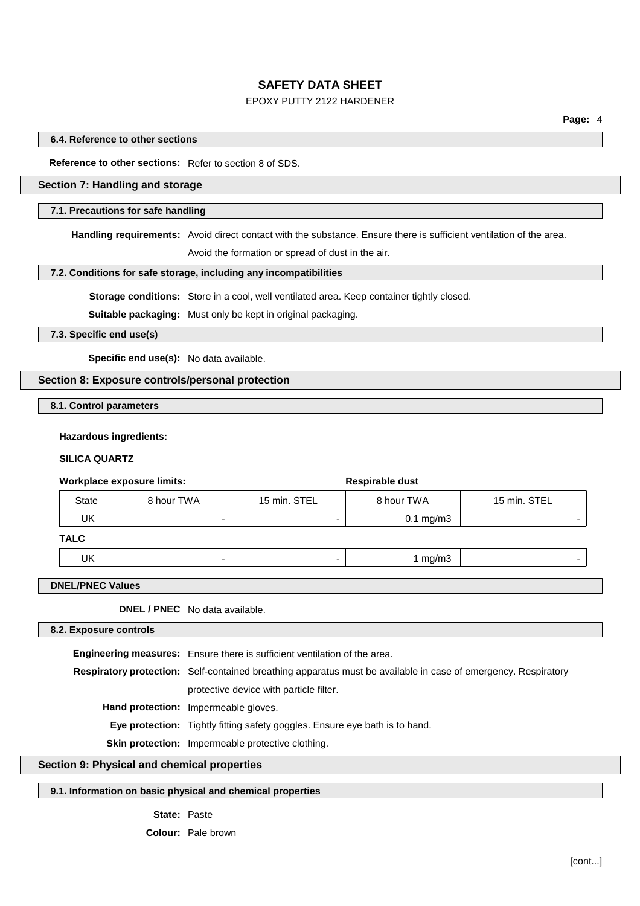#### 6.4. Reference to other sections

**Reference to other sections:** Refer to section 8 of SDS.

## Section 7: Handling and storage

#### 7.1. Precautions for safe handling

**Handling requirements:** Avoid direct contact with the substance. Ensure there is sufficient ventilation of the area. Avoid the formation or spread of dust in the air.

#### 7.2. Conditions for safe storage, including any incompatibilities

**Storage conditions:** Store in a cool, well ventilated area. Keep container tightly closed.

**Suitable packaging:** Must only be kept in original packaging.

#### 7.3. Specific end use(s)

**Specific end use(s):** No data available.

## Section 8: Exposure controls/personal protection

#### 8.1. Control parameters

**Hazardous ingredients:**

**SILICA QUARTZ**

**Workplace exposure limits:** | **Respirable dust**

| State | 8 hour TWA | 15 min. STEL | 8 hour TWA | 15 min. STEL |
|---|---|---|---|---|
| UK | - | - | 0.1 mg/m3 | - |

**TALC**

| | | | | |
|---|---|---|---|---|
| UK | - | - | 1 mg/m3 | - |

#### DNEL/PNEC Values

**DNEL / PNEC** No data available.

#### 8.2. Exposure controls

**Engineering measures:** Ensure there is sufficient ventilation of the area.

**Respiratory protection:** Self-contained breathing apparatus must be available in case of emergency. Respiratory protective device with particle filter.

**Hand protection:** Impermeable gloves.

**Eye protection:** Tightly fitting safety goggles. Ensure eye bath is to hand.

**Skin protection:** Impermeable protective clothing.

## Section 9: Physical and chemical properties

#### 9.1. Information on basic physical and chemical properties

**State:** Paste

**Colour:** Pale brown

[cont...]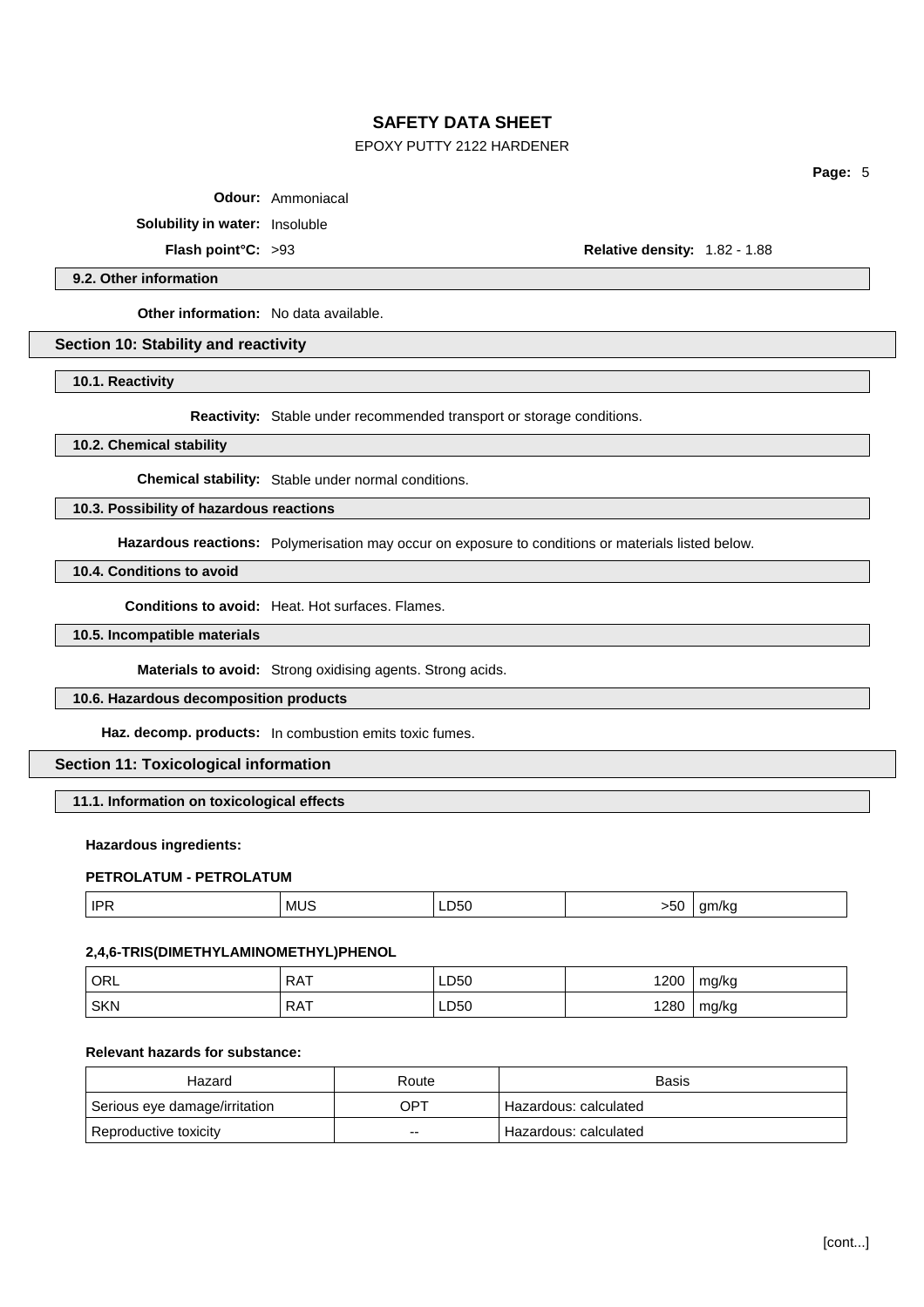**Odour:** Ammoniacal

**Solubility in water:** Insoluble

**Flash point°C:** >93 **Relative density:** 1.82 - 1.88

### 9.2. Other information

**Other information:** No data available.

## Section 10: Stability and reactivity

### 10.1. Reactivity

**Reactivity:** Stable under recommended transport or storage conditions.

### 10.2. Chemical stability

**Chemical stability:** Stable under normal conditions.

### 10.3. Possibility of hazardous reactions

**Hazardous reactions:** Polymerisation may occur on exposure to conditions or materials listed below.

### 10.4. Conditions to avoid

**Conditions to avoid:** Heat. Hot surfaces. Flames.

### 10.5. Incompatible materials

**Materials to avoid:** Strong oxidising agents. Strong acids.

### 10.6. Hazardous decomposition products

**Haz. decomp. products:** In combustion emits toxic fumes.

## Section 11: Toxicological information

### 11.1. Information on toxicological effects

**Hazardous ingredients:**

**PETROLATUM - PETROLATUM**

| | | | | |
|---|---|---|---|---|
| IPR | MUS | LD50 | >50 | gm/kg |

**2,4,6-TRIS(DIMETHYLAMINOMETHYL)PHENOL**

| | | | | |
|---|---|---|---|---|
| ORL | RAT | LD50 | 1200 | mg/kg |
| SKN | RAT | LD50 | 1280 | mg/kg |

**Relevant hazards for substance:**

| Hazard | Route | Basis |
|---|---|---|
| Serious eye damage/irritation | OPT | Hazardous: calculated |
| Reproductive toxicity | -- | Hazardous: calculated |

[cont...]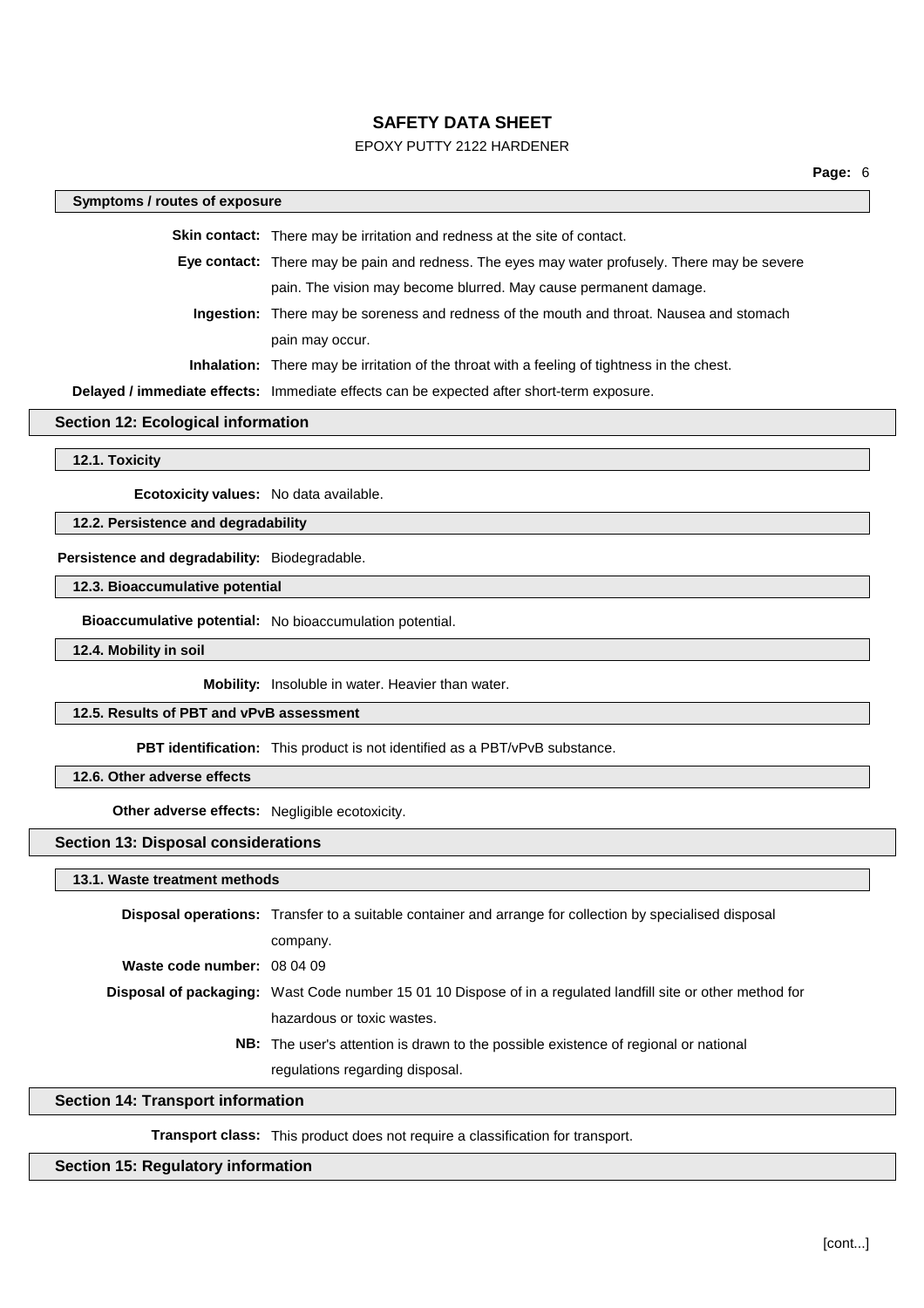#### Symptoms / routes of exposure

**Skin contact:** There may be irritation and redness at the site of contact.

**Eye contact:** There may be pain and redness. The eyes may water profusely. There may be severe pain. The vision may become blurred. May cause permanent damage.

**Ingestion:** There may be soreness and redness of the mouth and throat. Nausea and stomach pain may occur.

**Inhalation:** There may be irritation of the throat with a feeling of tightness in the chest.

**Delayed / immediate effects:** Immediate effects can be expected after short-term exposure.

## Section 12: Ecological information

#### 12.1. Toxicity

**Ecotoxicity values:** No data available.

#### 12.2. Persistence and degradability

**Persistence and degradability:** Biodegradable.

#### 12.3. Bioaccumulative potential

**Bioaccumulative potential:** No bioaccumulation potential.

#### 12.4. Mobility in soil

**Mobility:** Insoluble in water. Heavier than water.

#### 12.5. Results of PBT and vPvB assessment

**PBT identification:** This product is not identified as a PBT/vPvB substance.

#### 12.6. Other adverse effects

**Other adverse effects:** Negligible ecotoxicity.

## Section 13: Disposal considerations

#### 13.1. Waste treatment methods

**Disposal operations:** Transfer to a suitable container and arrange for collection by specialised disposal company.

**Waste code number:** 08 04 09

**Disposal of packaging:** Wast Code number 15 01 10 Dispose of in a regulated landfill site or other method for hazardous or toxic wastes.

**NB:** The user's attention is drawn to the possible existence of regional or national regulations regarding disposal.

## Section 14: Transport information

**Transport class:** This product does not require a classification for transport.

## Section 15: Regulatory information

[cont...]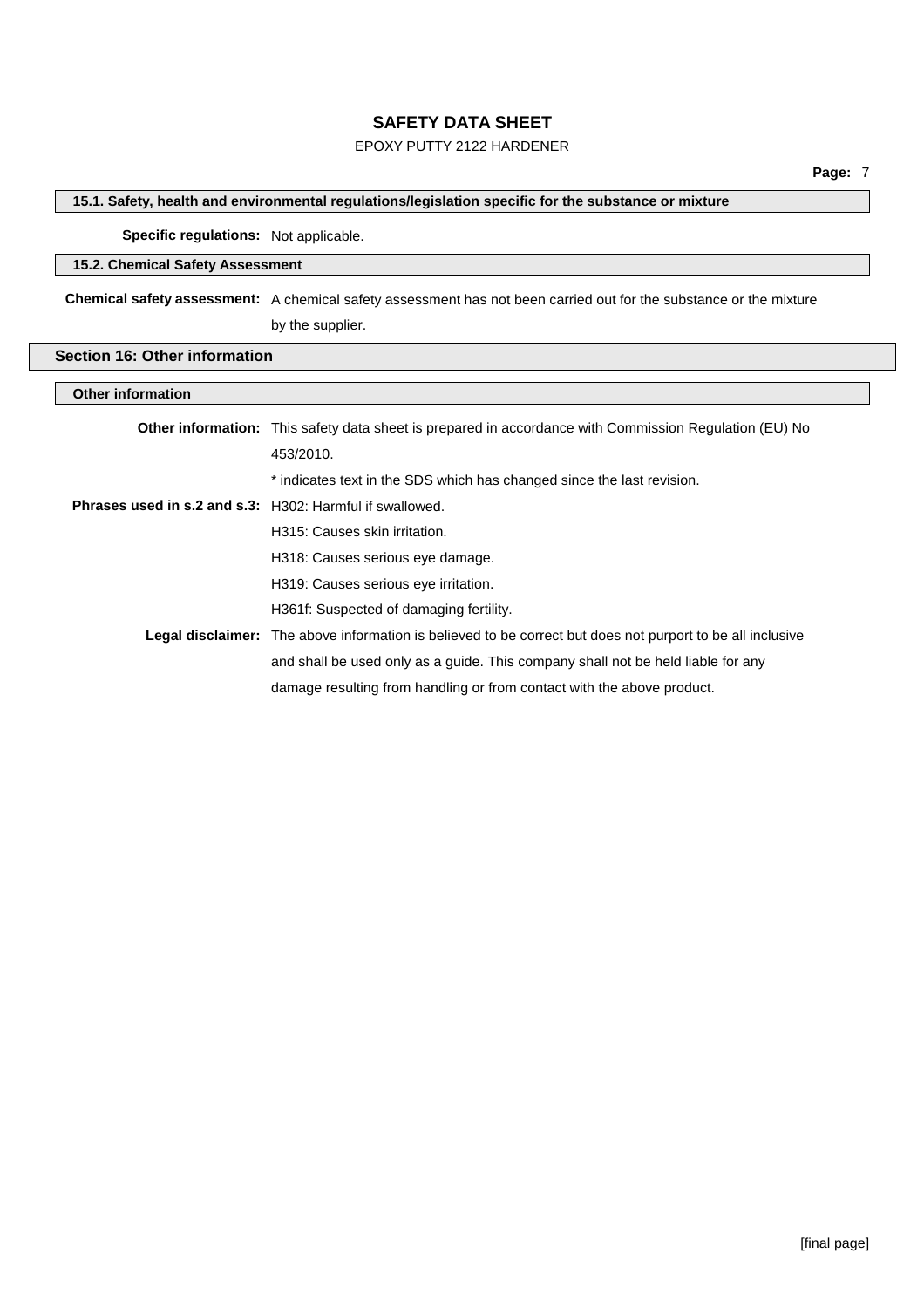### 15.1. Safety, health and environmental regulations/legislation specific for the substance or mixture

**Specific regulations:** Not applicable.

### 15.2. Chemical Safety Assessment

**Chemical safety assessment:** A chemical safety assessment has not been carried out for the substance or the mixture by the supplier.

## Section 16: Other information

### Other information

**Other information:** This safety data sheet is prepared in accordance with Commission Regulation (EU) No 453/2010.

* indicates text in the SDS which has changed since the last revision.

**Phrases used in s.2 and s.3:** H302: Harmful if swallowed.

H315: Causes skin irritation.

H318: Causes serious eye damage.

H319: Causes serious eye irritation.

H361f: Suspected of damaging fertility.

**Legal disclaimer:** The above information is believed to be correct but does not purport to be all inclusive and shall be used only as a guide. This company shall not be held liable for any damage resulting from handling or from contact with the above product.

[final page]